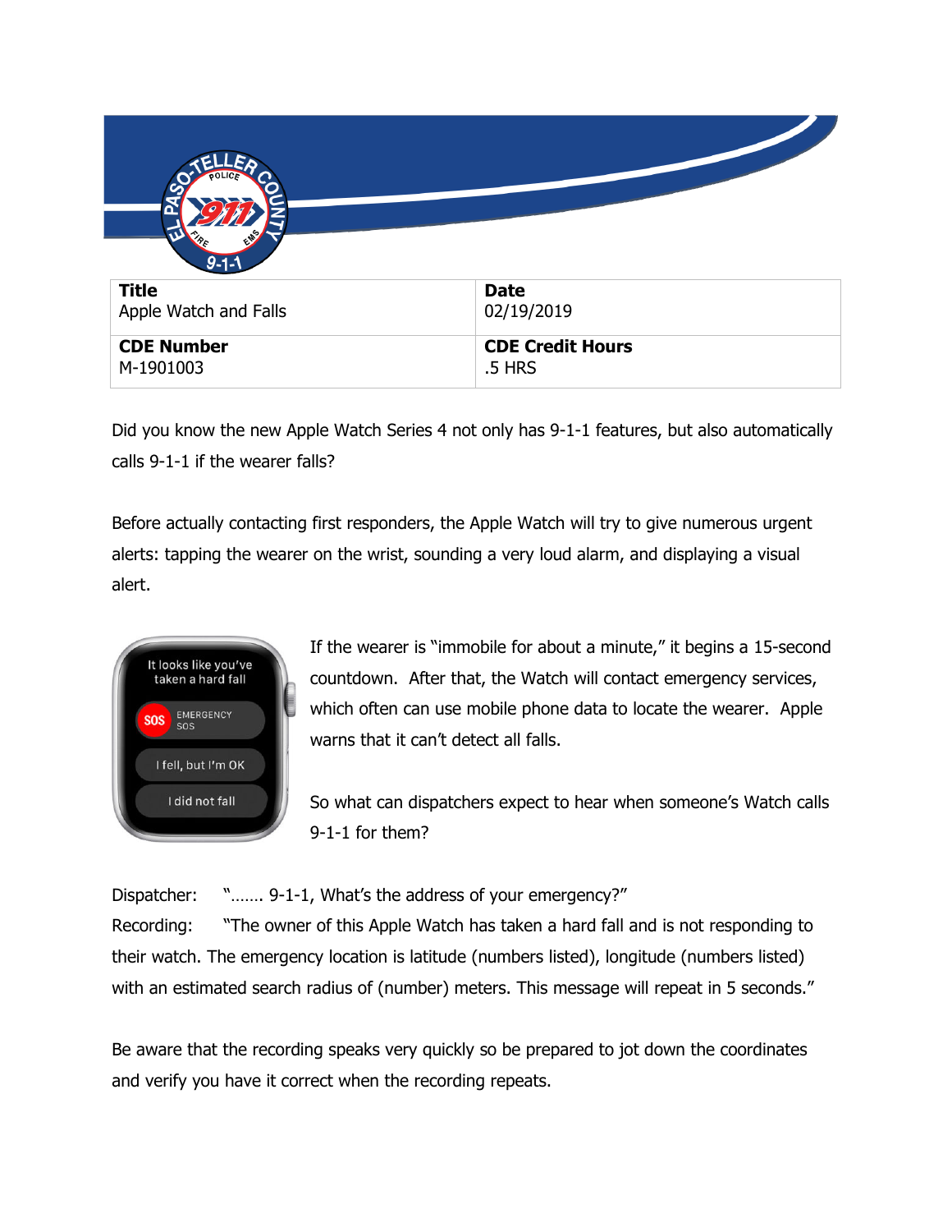| **Title** | **Date** |
| --- | --- |
| Apple Watch and Falls | 02/19/2019 |
| **CDE Number** | **CDE Credit Hours** |
| M-1901003 | .5 HRS |

Did you know the new Apple Watch Series 4 not only has 9-1-1 features, but also automatically calls 9-1-1 if the wearer falls?

Before actually contacting first responders, the Apple Watch will try to give numerous urgent alerts: tapping the wearer on the wrist, sounding a very loud alarm, and displaying a visual alert.

If the wearer is "immobile for about a minute," it begins a 15-second countdown. After that, the Watch will contact emergency services, which often can use mobile phone data to locate the wearer. Apple warns that it can't detect all falls.

So what can dispatchers expect to hear when someone's Watch calls 9-1-1 for them?

Dispatcher: "……. 9-1-1, What's the address of your emergency?"

Recording: "The owner of this Apple Watch has taken a hard fall and is not responding to their watch. The emergency location is latitude (numbers listed), longitude (numbers listed) with an estimated search radius of (number) meters. This message will repeat in 5 seconds."

Be aware that the recording speaks very quickly so be prepared to jot down the coordinates and verify you have it correct when the recording repeats.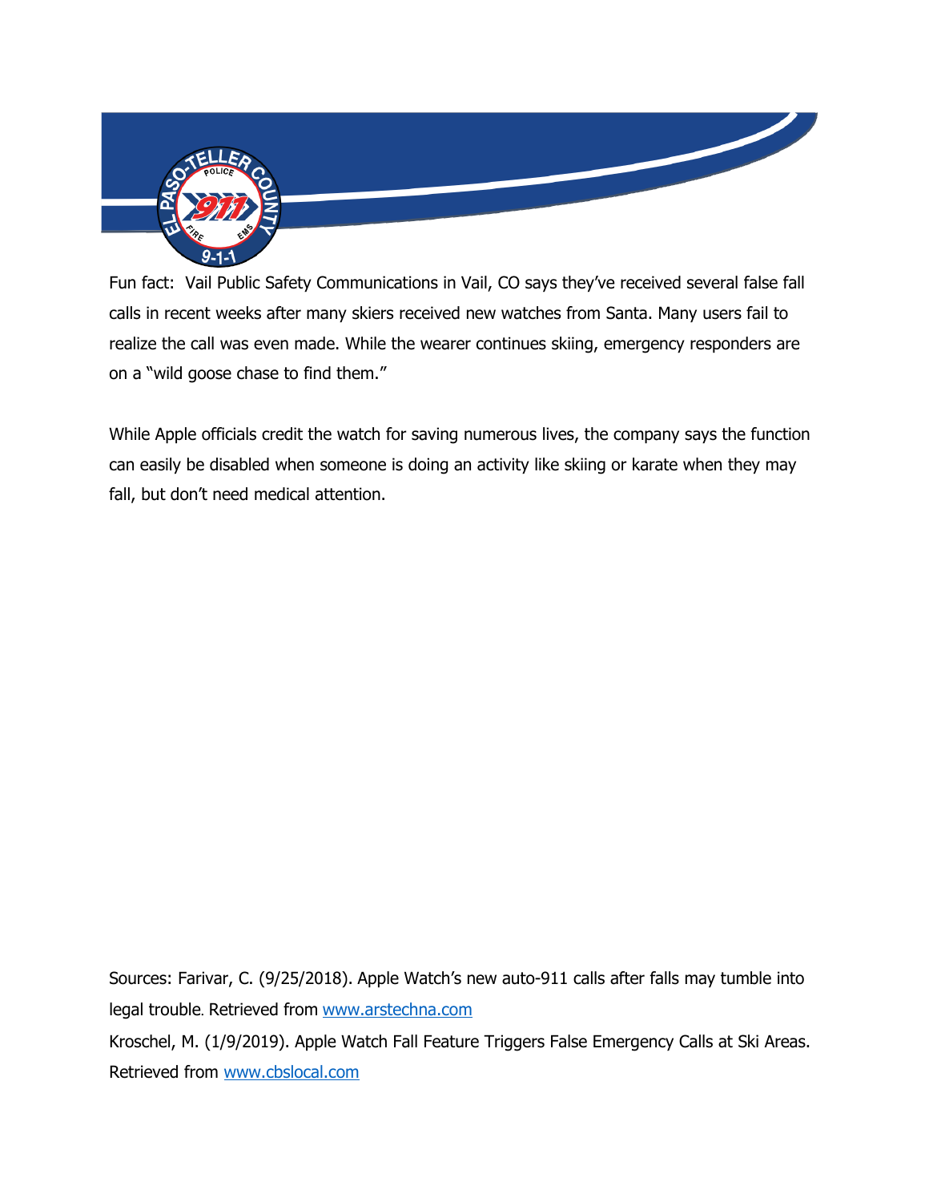Fun fact: Vail Public Safety Communications in Vail, CO says they've received several false fall calls in recent weeks after many skiers received new watches from Santa. Many users fail to realize the call was even made. While the wearer continues skiing, emergency responders are on a "wild goose chase to find them."

While Apple officials credit the watch for saving numerous lives, the company says the function can easily be disabled when someone is doing an activity like skiing or karate when they may fall, but don't need medical attention.

Sources: Farivar, C. (9/25/2018). Apple Watch's new auto-911 calls after falls may tumble into legal trouble. Retrieved from [www.arstechna.com](www.arstechna.com)

Kroschel, M. (1/9/2019). Apple Watch Fall Feature Triggers False Emergency Calls at Ski Areas. Retrieved from [www.cbslocal.com](www.cbslocal.com)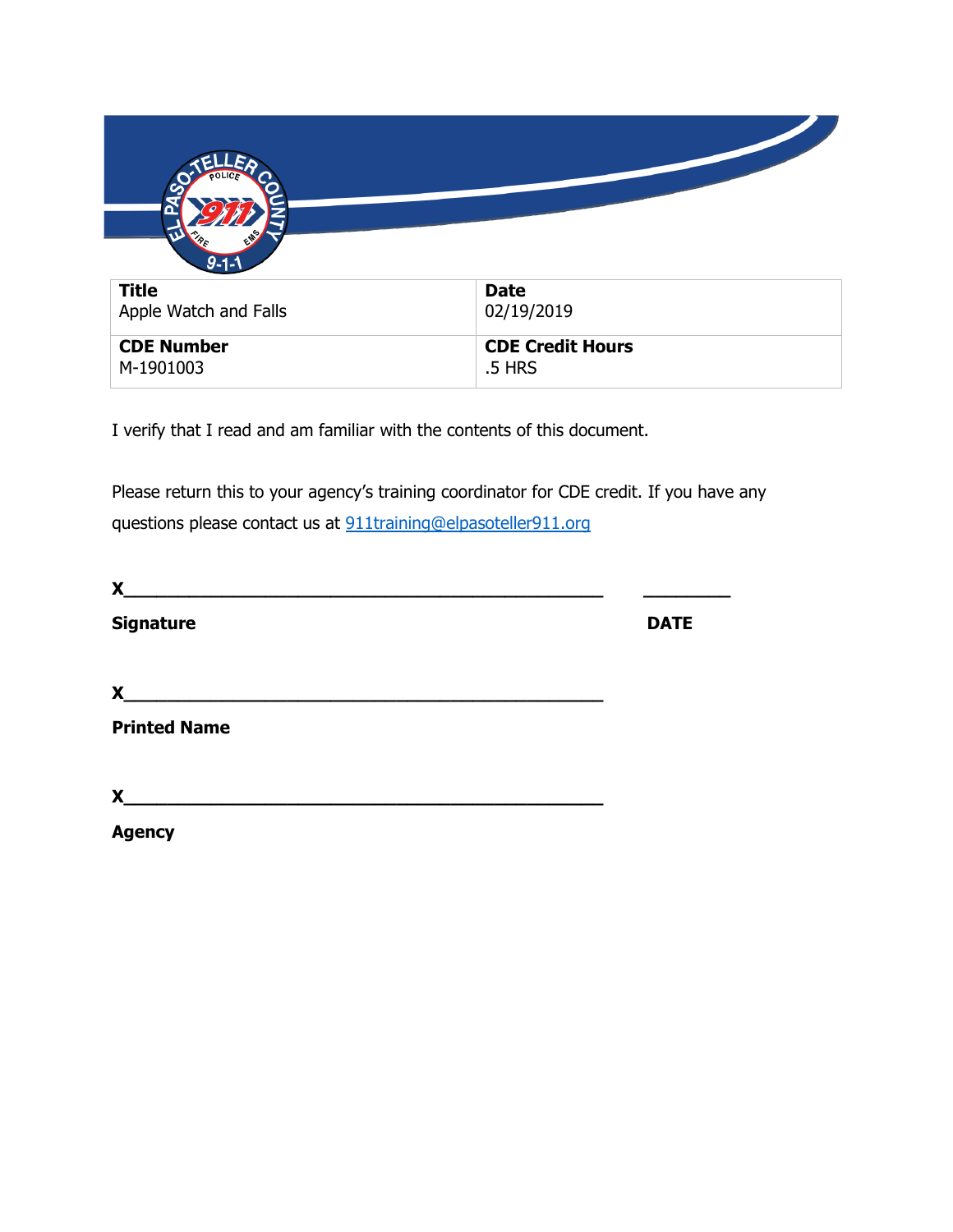| | |
|---|---|
| **Title**<br>Apple Watch and Falls | **Date**<br>02/19/2019 |
| **CDE Number**<br>M-1901003 | **CDE Credit Hours**<br>.5 HRS |

I verify that I read and am familiar with the contents of this document.

Please return this to your agency's training coordinator for CDE credit. If you have any questions please contact us at 911training@elpasoteller911.org

**X**_______________________________________________ ________

**Signature** **DATE**

**X**_______________________________________________

**Printed Name**

**X**_______________________________________________

**Agency**